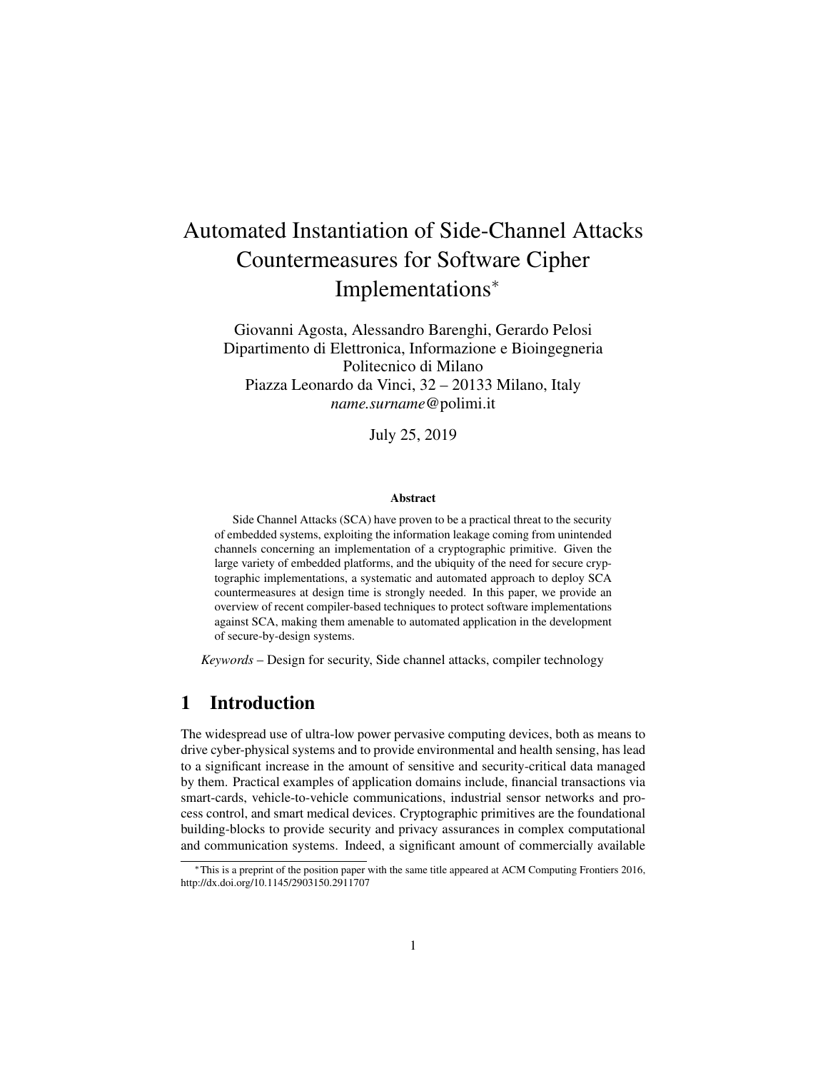# Automated Instantiation of Side-Channel Attacks Countermeasures for Software Cipher Implementations*

Giovanni Agosta, Alessandro Barenghi, Gerardo Pelosi
Dipartimento di Elettronica, Informazione e Bioingegneria
Politecnico di Milano
Piazza Leonardo da Vinci, 32 – 20133 Milano, Italy
*name.surname*@polimi.it

July 25, 2019

### Abstract

Side Channel Attacks (SCA) have proven to be a practical threat to the security of embedded systems, exploiting the information leakage coming from unintended channels concerning an implementation of a cryptographic primitive. Given the large variety of embedded platforms, and the ubiquity of the need for secure cryptographic implementations, a systematic and automated approach to deploy SCA countermeasures at design time is strongly needed. In this paper, we provide an overview of recent compiler-based techniques to protect software implementations against SCA, making them amenable to automated application in the development of secure-by-design systems.

*Keywords* – Design for security, Side channel attacks, compiler technology

## 1 Introduction

The widespread use of ultra-low power pervasive computing devices, both as means to drive cyber-physical systems and to provide environmental and health sensing, has lead to a significant increase in the amount of sensitive and security-critical data managed by them. Practical examples of application domains include, financial transactions via smart-cards, vehicle-to-vehicle communications, industrial sensor networks and process control, and smart medical devices. Cryptographic primitives are the foundational building-blocks to provide security and privacy assurances in complex computational and communication systems. Indeed, a significant amount of commercially available

*This is a preprint of the position paper with the same title appeared at ACM Computing Frontiers 2016, http://dx.doi.org/10.1145/2903150.2911707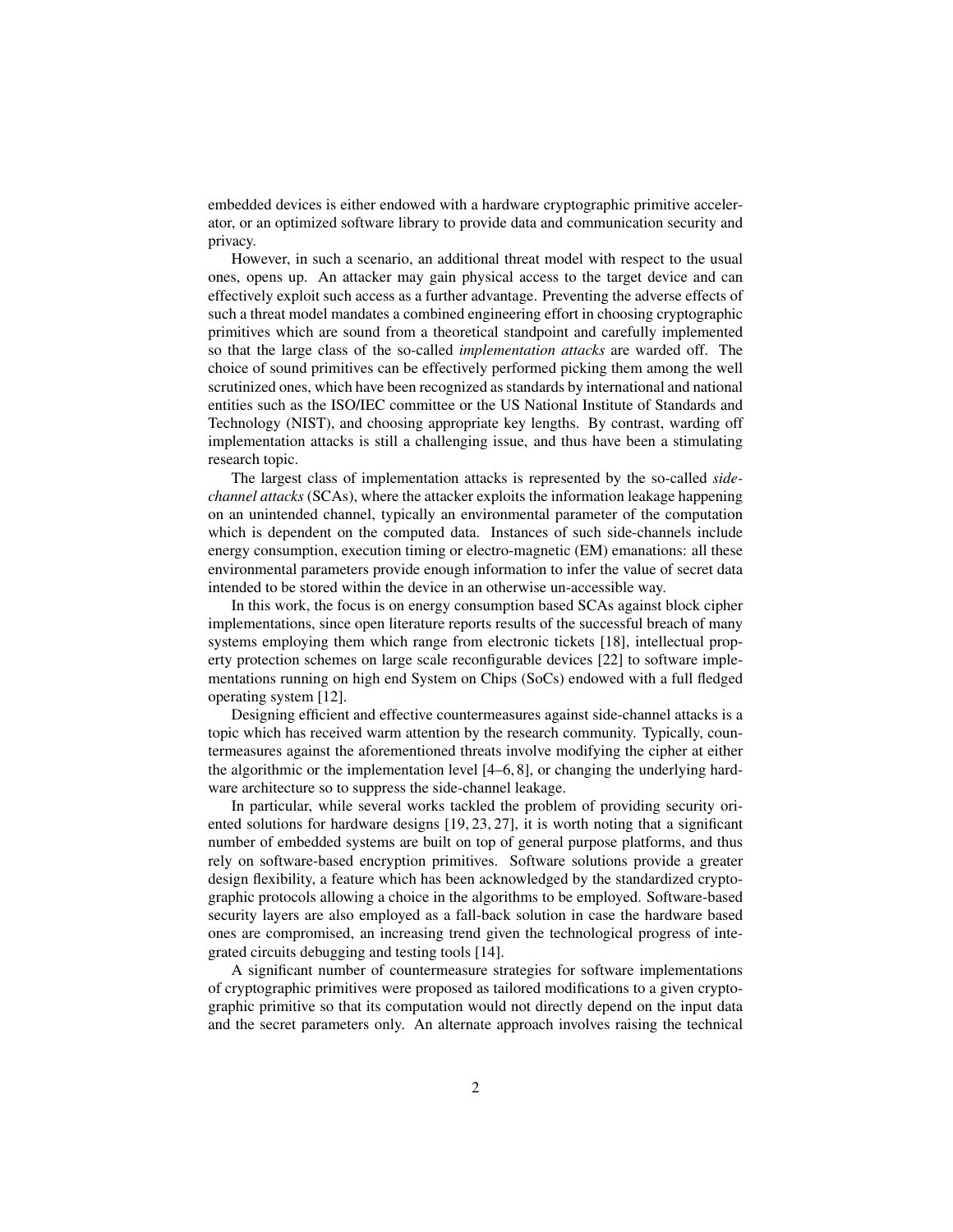embedded devices is either endowed with a hardware cryptographic primitive accelerator, or an optimized software library to provide data and communication security and privacy.

However, in such a scenario, an additional threat model with respect to the usual ones, opens up. An attacker may gain physical access to the target device and can effectively exploit such access as a further advantage. Preventing the adverse effects of such a threat model mandates a combined engineering effort in choosing cryptographic primitives which are sound from a theoretical standpoint and carefully implemented so that the large class of the so-called *implementation attacks* are warded off. The choice of sound primitives can be effectively performed picking them among the well scrutinized ones, which have been recognized as standards by international and national entities such as the ISO/IEC committee or the US National Institute of Standards and Technology (NIST), and choosing appropriate key lengths. By contrast, warding off implementation attacks is still a challenging issue, and thus have been a stimulating research topic.

The largest class of implementation attacks is represented by the so-called *side-channel attacks* (SCAs), where the attacker exploits the information leakage happening on an unintended channel, typically an environmental parameter of the computation which is dependent on the computed data. Instances of such side-channels include energy consumption, execution timing or electro-magnetic (EM) emanations: all these environmental parameters provide enough information to infer the value of secret data intended to be stored within the device in an otherwise un-accessible way.

In this work, the focus is on energy consumption based SCAs against block cipher implementations, since open literature reports results of the successful breach of many systems employing them which range from electronic tickets [18], intellectual property protection schemes on large scale reconfigurable devices [22] to software implementations running on high end System on Chips (SoCs) endowed with a full fledged operating system [12].

Designing efficient and effective countermeasures against side-channel attacks is a topic which has received warm attention by the research community. Typically, countermeasures against the aforementioned threats involve modifying the cipher at either the algorithmic or the implementation level [4–6, 8], or changing the underlying hardware architecture so to suppress the side-channel leakage.

In particular, while several works tackled the problem of providing security oriented solutions for hardware designs [19, 23, 27], it is worth noting that a significant number of embedded systems are built on top of general purpose platforms, and thus rely on software-based encryption primitives. Software solutions provide a greater design flexibility, a feature which has been acknowledged by the standardized cryptographic protocols allowing a choice in the algorithms to be employed. Software-based security layers are also employed as a fall-back solution in case the hardware based ones are compromised, an increasing trend given the technological progress of integrated circuits debugging and testing tools [14].

A significant number of countermeasure strategies for software implementations of cryptographic primitives were proposed as tailored modifications to a given cryptographic primitive so that its computation would not directly depend on the input data and the secret parameters only. An alternate approach involves raising the technical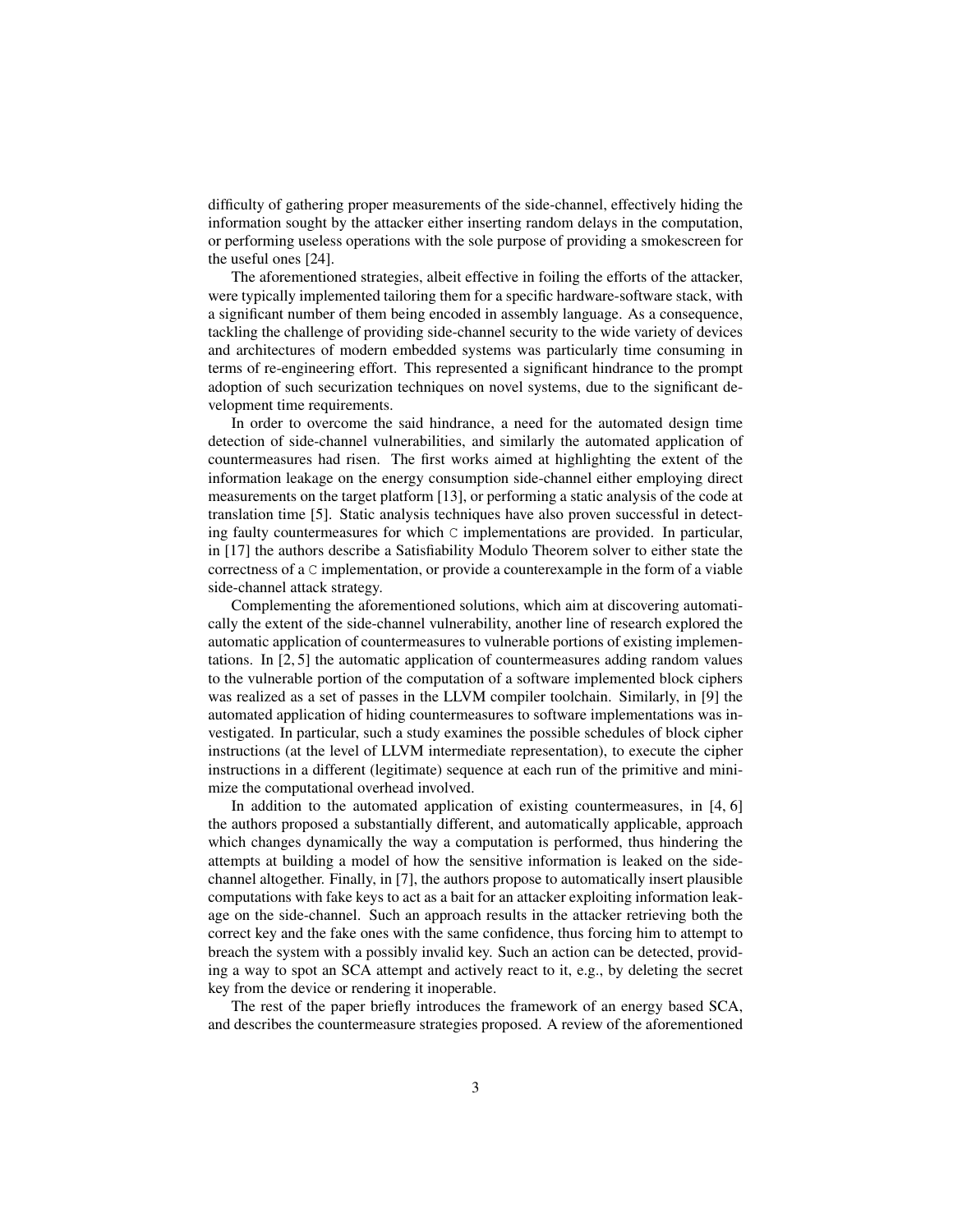difficulty of gathering proper measurements of the side-channel, effectively hiding the information sought by the attacker either inserting random delays in the computation, or performing useless operations with the sole purpose of providing a smokescreen for the useful ones [24].

The aforementioned strategies, albeit effective in foiling the efforts of the attacker, were typically implemented tailoring them for a specific hardware-software stack, with a significant number of them being encoded in assembly language. As a consequence, tackling the challenge of providing side-channel security to the wide variety of devices and architectures of modern embedded systems was particularly time consuming in terms of re-engineering effort. This represented a significant hindrance to the prompt adoption of such securization techniques on novel systems, due to the significant development time requirements.

In order to overcome the said hindrance, a need for the automated design time detection of side-channel vulnerabilities, and similarly the automated application of countermeasures had risen. The first works aimed at highlighting the extent of the information leakage on the energy consumption side-channel either employing direct measurements on the target platform [13], or performing a static analysis of the code at translation time [5]. Static analysis techniques have also proven successful in detecting faulty countermeasures for which `C` implementations are provided. In particular, in [17] the authors describe a Satisfiability Modulo Theorem solver to either state the correctness of a `C` implementation, or provide a counterexample in the form of a viable side-channel attack strategy.

Complementing the aforementioned solutions, which aim at discovering automatically the extent of the side-channel vulnerability, another line of research explored the automatic application of countermeasures to vulnerable portions of existing implementations. In [2, 5] the automatic application of countermeasures adding random values to the vulnerable portion of the computation of a software implemented block ciphers was realized as a set of passes in the LLVM compiler toolchain. Similarly, in [9] the automated application of hiding countermeasures to software implementations was investigated. In particular, such a study examines the possible schedules of block cipher instructions (at the level of LLVM intermediate representation), to execute the cipher instructions in a different (legitimate) sequence at each run of the primitive and minimize the computational overhead involved.

In addition to the automated application of existing countermeasures, in [4, 6] the authors proposed a substantially different, and automatically applicable, approach which changes dynamically the way a computation is performed, thus hindering the attempts at building a model of how the sensitive information is leaked on the side-channel altogether. Finally, in [7], the authors propose to automatically insert plausible computations with fake keys to act as a bait for an attacker exploiting information leakage on the side-channel. Such an approach results in the attacker retrieving both the correct key and the fake ones with the same confidence, thus forcing him to attempt to breach the system with a possibly invalid key. Such an action can be detected, providing a way to spot an SCA attempt and actively react to it, e.g., by deleting the secret key from the device or rendering it inoperable.

The rest of the paper briefly introduces the framework of an energy based SCA, and describes the countermeasure strategies proposed. A review of the aforementioned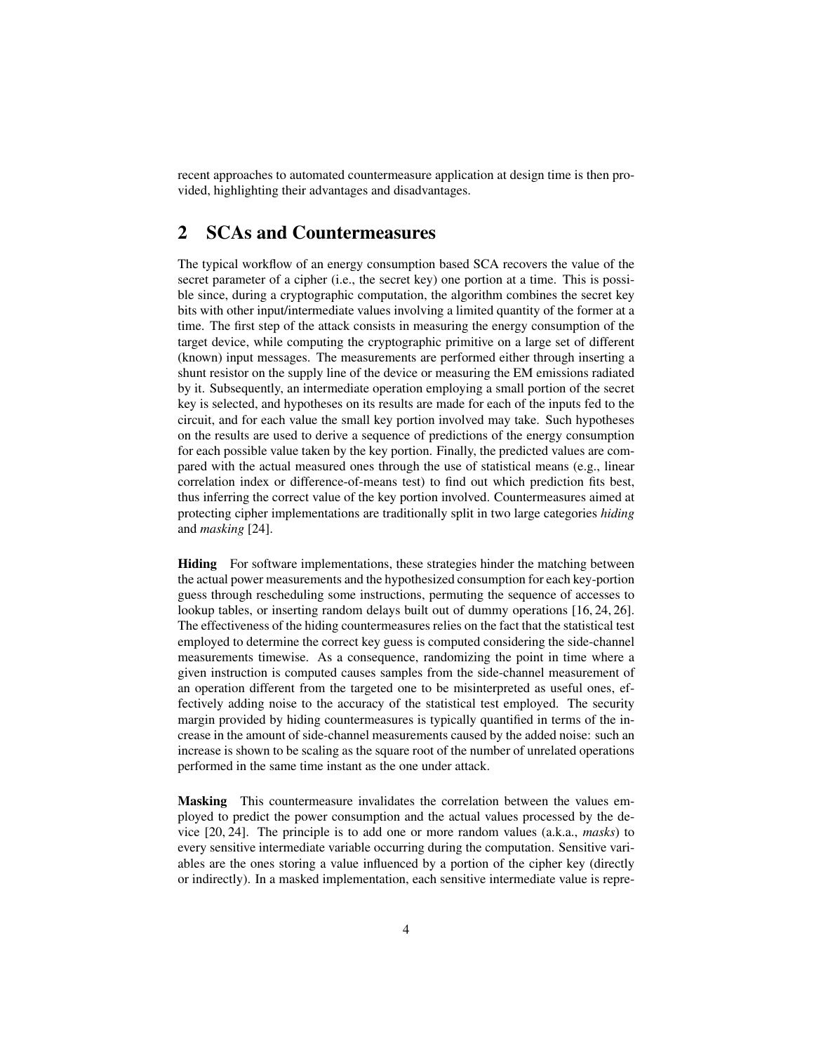recent approaches to automated countermeasure application at design time is then provided, highlighting their advantages and disadvantages.

## 2 SCAs and Countermeasures

The typical workflow of an energy consumption based SCA recovers the value of the secret parameter of a cipher (i.e., the secret key) one portion at a time. This is possible since, during a cryptographic computation, the algorithm combines the secret key bits with other input/intermediate values involving a limited quantity of the former at a time. The first step of the attack consists in measuring the energy consumption of the target device, while computing the cryptographic primitive on a large set of different (known) input messages. The measurements are performed either through inserting a shunt resistor on the supply line of the device or measuring the EM emissions radiated by it. Subsequently, an intermediate operation employing a small portion of the secret key is selected, and hypotheses on its results are made for each of the inputs fed to the circuit, and for each value the small key portion involved may take. Such hypotheses on the results are used to derive a sequence of predictions of the energy consumption for each possible value taken by the key portion. Finally, the predicted values are compared with the actual measured ones through the use of statistical means (e.g., linear correlation index or difference-of-means test) to find out which prediction fits best, thus inferring the correct value of the key portion involved. Countermeasures aimed at protecting cipher implementations are traditionally split in two large categories *hiding* and *masking* [24].

**Hiding** For software implementations, these strategies hinder the matching between the actual power measurements and the hypothesized consumption for each key-portion guess through rescheduling some instructions, permuting the sequence of accesses to lookup tables, or inserting random delays built out of dummy operations [16, 24, 26]. The effectiveness of the hiding countermeasures relies on the fact that the statistical test employed to determine the correct key guess is computed considering the side-channel measurements timewise. As a consequence, randomizing the point in time where a given instruction is computed causes samples from the side-channel measurement of an operation different from the targeted one to be misinterpreted as useful ones, effectively adding noise to the accuracy of the statistical test employed. The security margin provided by hiding countermeasures is typically quantified in terms of the increase in the amount of side-channel measurements caused by the added noise: such an increase is shown to be scaling as the square root of the number of unrelated operations performed in the same time instant as the one under attack.

**Masking** This countermeasure invalidates the correlation between the values employed to predict the power consumption and the actual values processed by the device [20, 24]. The principle is to add one or more random values (a.k.a., *masks*) to every sensitive intermediate variable occurring during the computation. Sensitive variables are the ones storing a value influenced by a portion of the cipher key (directly or indirectly). In a masked implementation, each sensitive intermediate value is repre-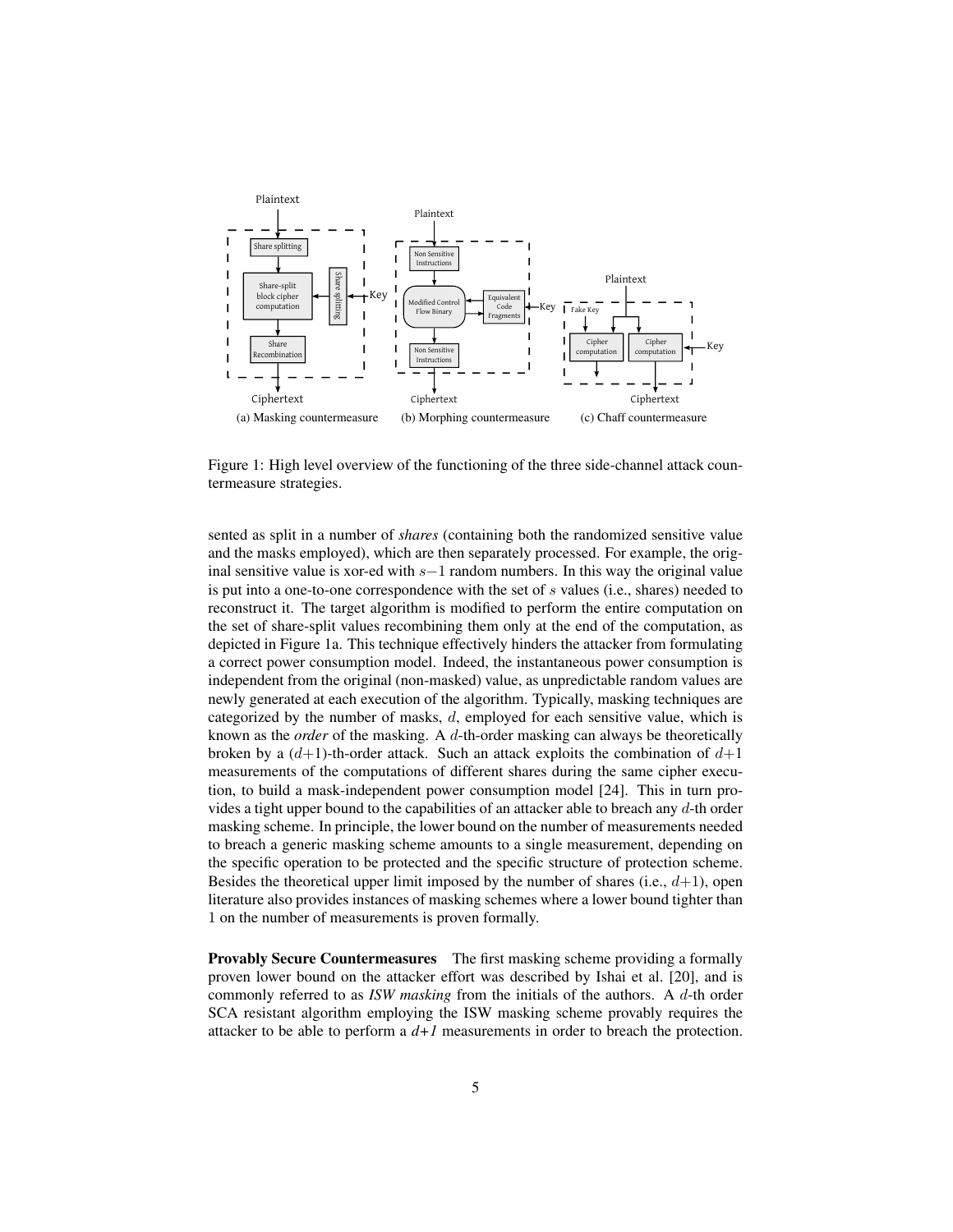Figure 1: High level overview of the functioning of the three side-channel attack countermeasure strategies.

(a) Masking countermeasure (b) Morphing countermeasure (c) Chaff countermeasure

sented as split in a number of *shares* (containing both the randomized sensitive value and the masks employed), which are then separately processed. For example, the original sensitive value is xor-ed with $s-1$ random numbers. In this way the original value is put into a one-to-one correspondence with the set of $s$ values (i.e., shares) needed to reconstruct it. The target algorithm is modified to perform the entire computation on the set of share-split values recombining them only at the end of the computation, as depicted in Figure 1a. This technique effectively hinders the attacker from formulating a correct power consumption model. Indeed, the instantaneous power consumption is independent from the original (non-masked) value, as unpredictable random values are newly generated at each execution of the algorithm. Typically, masking techniques are categorized by the number of masks, $d$, employed for each sensitive value, which is known as the *order* of the masking. A $d$-th-order masking can always be theoretically broken by a ($d$+1)-th-order attack. Such an attack exploits the combination of $d+1$ measurements of the computations of different shares during the same cipher execution, to build a mask-independent power consumption model [24]. This in turn provides a tight upper bound to the capabilities of an attacker able to breach any $d$-th order masking scheme. In principle, the lower bound on the number of measurements needed to breach a generic masking scheme amounts to a single measurement, depending on the specific operation to be protected and the specific structure of protection scheme. Besides the theoretical upper limit imposed by the number of shares (i.e., $d$+1), open literature also provides instances of masking schemes where a lower bound tighter than 1 on the number of measurements is proven formally.

**Provably Secure Countermeasures** The first masking scheme providing a formally proven lower bound on the attacker effort was described by Ishai et al. [20], and is commonly referred to as *ISW masking* from the initials of the authors. A $d$-th order SCA resistant algorithm employing the ISW masking scheme provably requires the attacker to be able to perform a *d+1* measurements in order to breach the protection.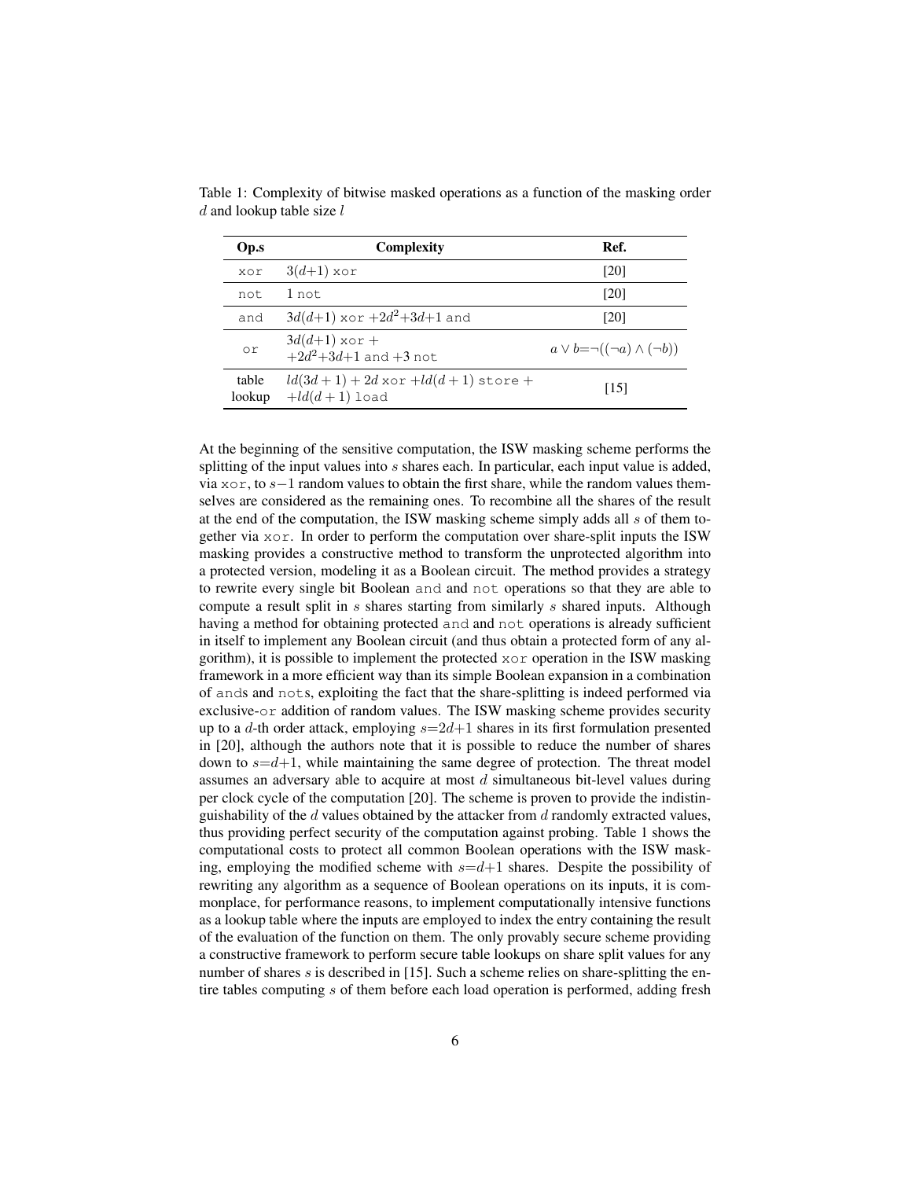Table 1: Complexity of bitwise masked operations as a function of the masking order $d$ and lookup table size $l$

| Op.s | Complexity | Ref. |
|---|---|---|
| xor | $3(d+1)$ xor | [20] |
| not | 1 not | [20] |
| and | $3d(d+1)$ xor $+2d^2+3d+1$ and | [20] |
| or | $3d(d+1)$ xor + $+2d^2+3d+1$ and $+3$ not | $a \vee b = \neg((\neg a) \wedge (\neg b))$ |
| table lookup | $ld(3d+1) + 2d$ xor $+ld(d+1)$ store + $+ld(d+1)$ load | [15] |

At the beginning of the sensitive computation, the ISW masking scheme performs the splitting of the input values into $s$ shares each. In particular, each input value is added, via xor, to $s-1$ random values to obtain the first share, while the random values themselves are considered as the remaining ones. To recombine all the shares of the result at the end of the computation, the ISW masking scheme simply adds all $s$ of them together via xor. In order to perform the computation over share-split inputs the ISW masking provides a constructive method to transform the unprotected algorithm into a protected version, modeling it as a Boolean circuit. The method provides a strategy to rewrite every single bit Boolean and and not operations so that they are able to compute a result split in $s$ shares starting from similarly $s$ shared inputs. Although having a method for obtaining protected and and not operations is already sufficient in itself to implement any Boolean circuit (and thus obtain a protected form of any algorithm), it is possible to implement the protected xor operation in the ISW masking framework in a more efficient way than its simple Boolean expansion in a combination of ands and nots, exploiting the fact that the share-splitting is indeed performed via exclusive-or addition of random values. The ISW masking scheme provides security up to a $d$-th order attack, employing $s=2d+1$ shares in its first formulation presented in [20], although the authors note that it is possible to reduce the number of shares down to $s=d+1$, while maintaining the same degree of protection. The threat model assumes an adversary able to acquire at most $d$ simultaneous bit-level values during per clock cycle of the computation [20]. The scheme is proven to provide the indistinguishability of the $d$ values obtained by the attacker from $d$ randomly extracted values, thus providing perfect security of the computation against probing. Table 1 shows the computational costs to protect all common Boolean operations with the ISW masking, employing the modified scheme with $s=d+1$ shares. Despite the possibility of rewriting any algorithm as a sequence of Boolean operations on its inputs, it is commonplace, for performance reasons, to implement computationally intensive functions as a lookup table where the inputs are employed to index the entry containing the result of the evaluation of the function on them. The only provably secure scheme providing a constructive framework to perform secure table lookups on share split values for any number of shares $s$ is described in [15]. Such a scheme relies on share-splitting the entire tables computing $s$ of them before each load operation is performed, adding fresh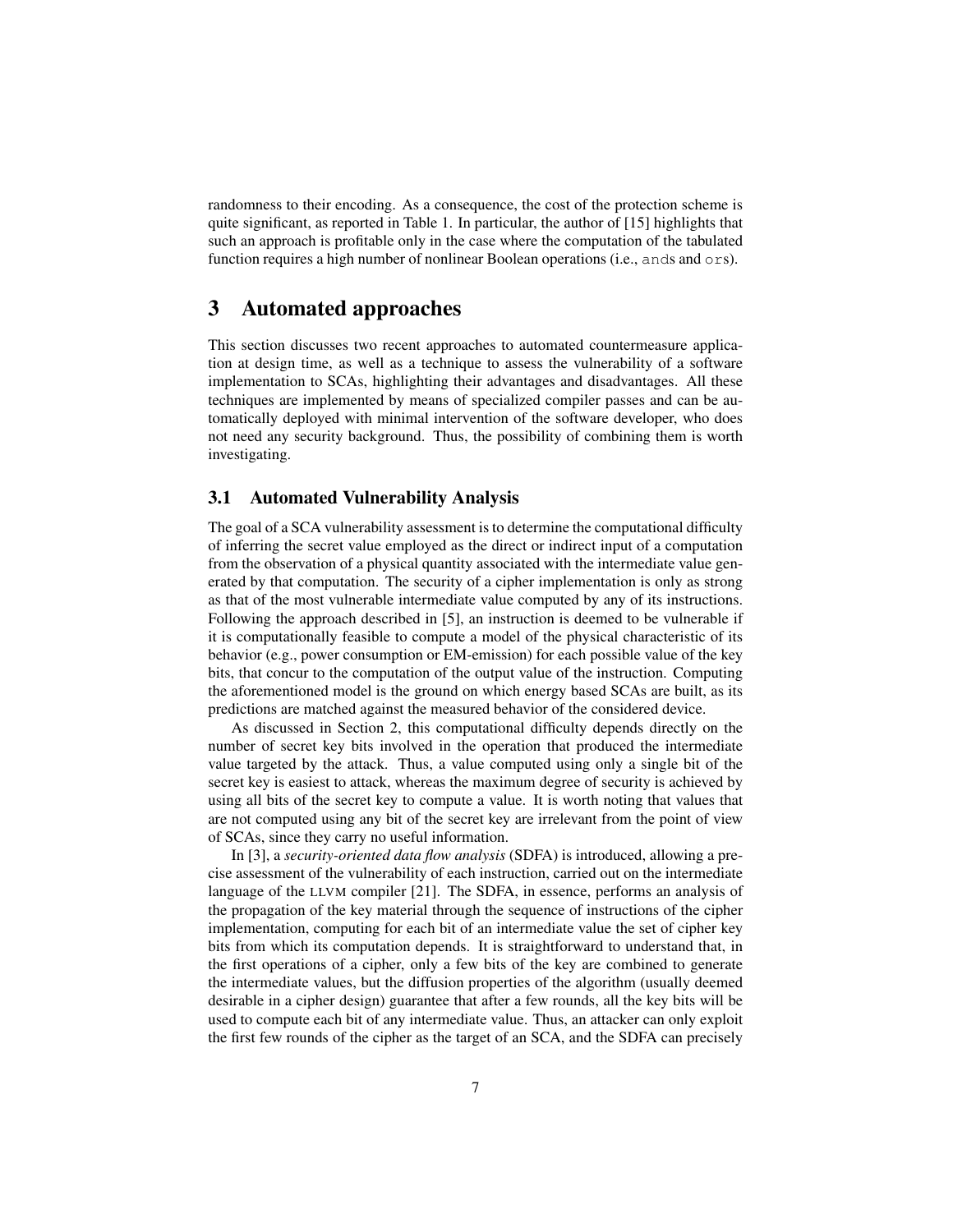randomness to their encoding. As a consequence, the cost of the protection scheme is quite significant, as reported in Table 1. In particular, the author of [15] highlights that such an approach is profitable only in the case where the computation of the tabulated function requires a high number of nonlinear Boolean operations (i.e., `and`s and `or`s).

## 3 Automated approaches

This section discusses two recent approaches to automated countermeasure application at design time, as well as a technique to assess the vulnerability of a software implementation to SCAs, highlighting their advantages and disadvantages. All these techniques are implemented by means of specialized compiler passes and can be automatically deployed with minimal intervention of the software developer, who does not need any security background. Thus, the possibility of combining them is worth investigating.

### 3.1 Automated Vulnerability Analysis

The goal of a SCA vulnerability assessment is to determine the computational difficulty of inferring the secret value employed as the direct or indirect input of a computation from the observation of a physical quantity associated with the intermediate value generated by that computation. The security of a cipher implementation is only as strong as that of the most vulnerable intermediate value computed by any of its instructions. Following the approach described in [5], an instruction is deemed to be vulnerable if it is computationally feasible to compute a model of the physical characteristic of its behavior (e.g., power consumption or EM-emission) for each possible value of the key bits, that concur to the computation of the output value of the instruction. Computing the aforementioned model is the ground on which energy based SCAs are built, as its predictions are matched against the measured behavior of the considered device.

As discussed in Section 2, this computational difficulty depends directly on the number of secret key bits involved in the operation that produced the intermediate value targeted by the attack. Thus, a value computed using only a single bit of the secret key is easiest to attack, whereas the maximum degree of security is achieved by using all bits of the secret key to compute a value. It is worth noting that values that are not computed using any bit of the secret key are irrelevant from the point of view of SCAs, since they carry no useful information.

In [3], a *security-oriented data flow analysis* (SDFA) is introduced, allowing a precise assessment of the vulnerability of each instruction, carried out on the intermediate language of the LLVM compiler [21]. The SDFA, in essence, performs an analysis of the propagation of the key material through the sequence of instructions of the cipher implementation, computing for each bit of an intermediate value the set of cipher key bits from which its computation depends. It is straightforward to understand that, in the first operations of a cipher, only a few bits of the key are combined to generate the intermediate values, but the diffusion properties of the algorithm (usually deemed desirable in a cipher design) guarantee that after a few rounds, all the key bits will be used to compute each bit of any intermediate value. Thus, an attacker can only exploit the first few rounds of the cipher as the target of an SCA, and the SDFA can precisely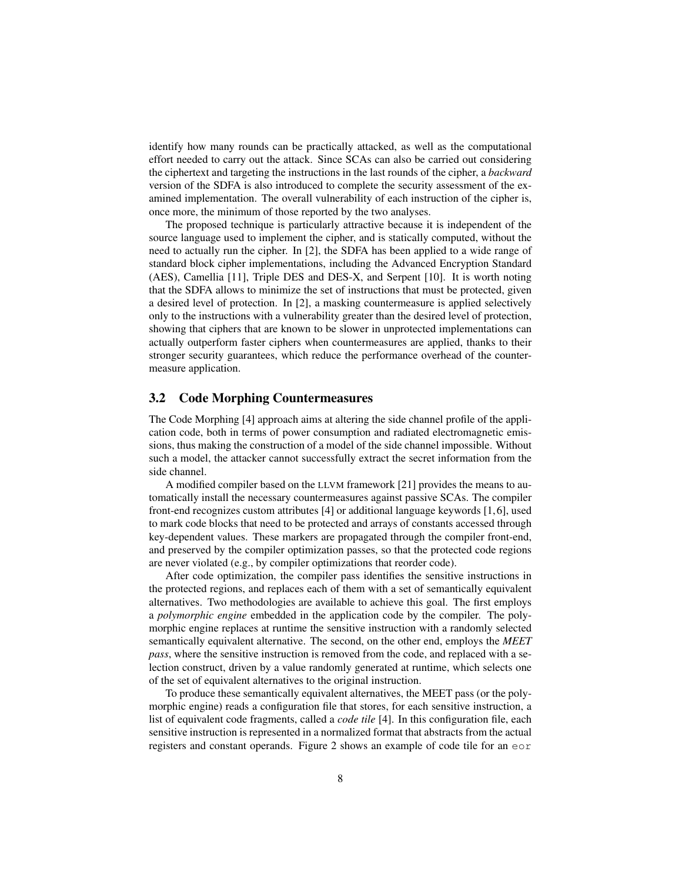identify how many rounds can be practically attacked, as well as the computational effort needed to carry out the attack. Since SCAs can also be carried out considering the ciphertext and targeting the instructions in the last rounds of the cipher, a *backward* version of the SDFA is also introduced to complete the security assessment of the examined implementation. The overall vulnerability of each instruction of the cipher is, once more, the minimum of those reported by the two analyses.

The proposed technique is particularly attractive because it is independent of the source language used to implement the cipher, and is statically computed, without the need to actually run the cipher. In [2], the SDFA has been applied to a wide range of standard block cipher implementations, including the Advanced Encryption Standard (AES), Camellia [11], Triple DES and DES-X, and Serpent [10]. It is worth noting that the SDFA allows to minimize the set of instructions that must be protected, given a desired level of protection. In [2], a masking countermeasure is applied selectively only to the instructions with a vulnerability greater than the desired level of protection, showing that ciphers that are known to be slower in unprotected implementations can actually outperform faster ciphers when countermeasures are applied, thanks to their stronger security guarantees, which reduce the performance overhead of the countermeasure application.

### 3.2 Code Morphing Countermeasures

The Code Morphing [4] approach aims at altering the side channel profile of the application code, both in terms of power consumption and radiated electromagnetic emissions, thus making the construction of a model of the side channel impossible. Without such a model, the attacker cannot successfully extract the secret information from the side channel.

A modified compiler based on the LLVM framework [21] provides the means to automatically install the necessary countermeasures against passive SCAs. The compiler front-end recognizes custom attributes [4] or additional language keywords [1,6], used to mark code blocks that need to be protected and arrays of constants accessed through key-dependent values. These markers are propagated through the compiler front-end, and preserved by the compiler optimization passes, so that the protected code regions are never violated (e.g., by compiler optimizations that reorder code).

After code optimization, the compiler pass identifies the sensitive instructions in the protected regions, and replaces each of them with a set of semantically equivalent alternatives. Two methodologies are available to achieve this goal. The first employs a *polymorphic engine* embedded in the application code by the compiler. The polymorphic engine replaces at runtime the sensitive instruction with a randomly selected semantically equivalent alternative. The second, on the other end, employs the *MEET pass*, where the sensitive instruction is removed from the code, and replaced with a selection construct, driven by a value randomly generated at runtime, which selects one of the set of equivalent alternatives to the original instruction.

To produce these semantically equivalent alternatives, the MEET pass (or the polymorphic engine) reads a configuration file that stores, for each sensitive instruction, a list of equivalent code fragments, called a *code tile* [4]. In this configuration file, each sensitive instruction is represented in a normalized format that abstracts from the actual registers and constant operands. Figure 2 shows an example of code tile for an `eor`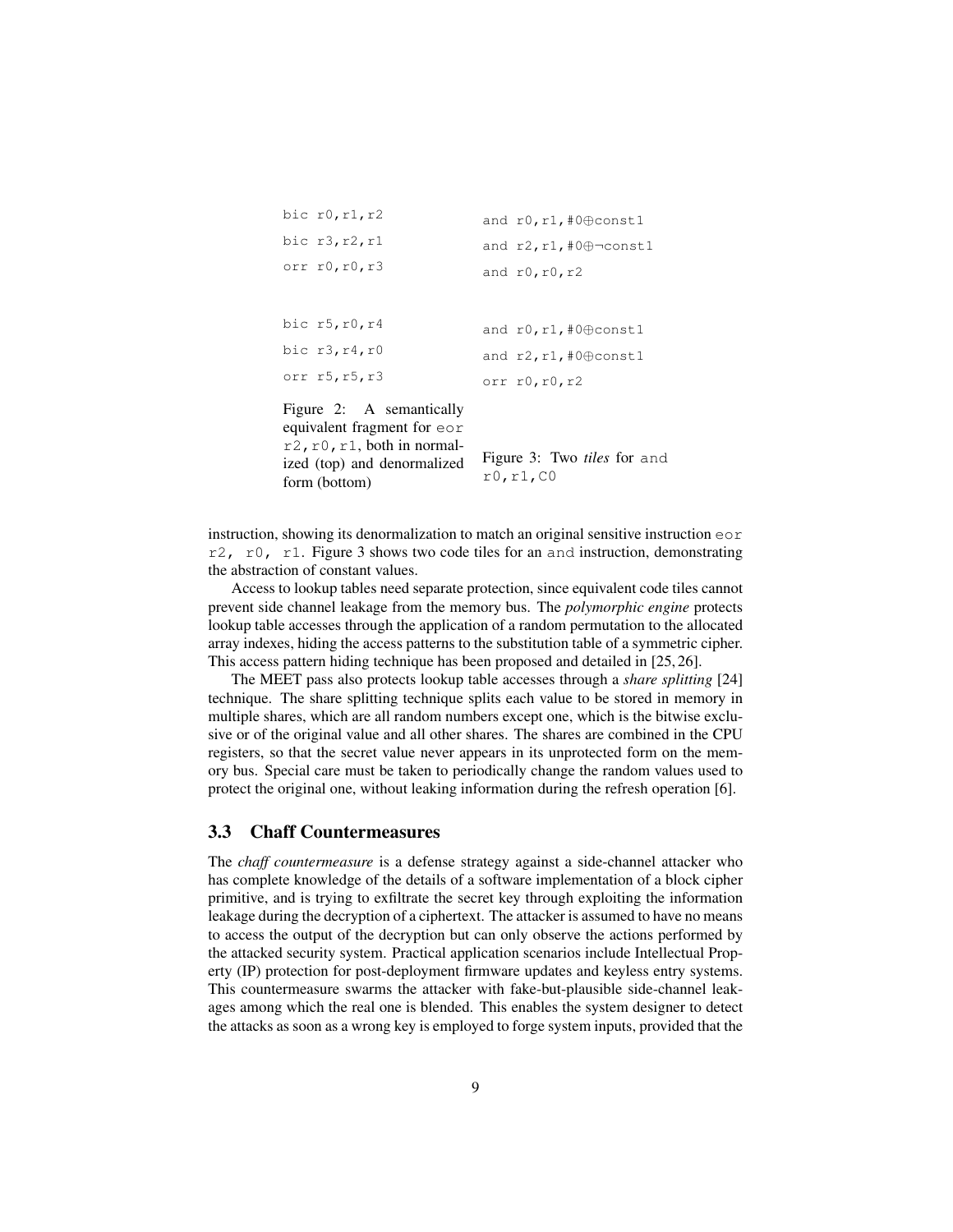```
bic r0,r1,r2
bic r3,r2,r1
orr r0,r0,r3

bic r5,r0,r4
bic r3,r4,r0
orr r5,r5,r3
```

Figure 2: A semantically equivalent fragment for `eor r2,r0,r1`, both in normalized (top) and denormalized form (bottom)

```
and r0,r1,#0⊕const1
and r2,r1,#0⊕¬const1
and r0,r0,r2

and r0,r1,#0⊕const1
and r2,r1,#0⊕const1
orr r0,r0,r2
```

Figure 3: Two *tiles* for `and r0,r1,C0`

instruction, showing its denormalization to match an original sensitive instruction `eor r2, r0, r1`. Figure 3 shows two code tiles for an `and` instruction, demonstrating the abstraction of constant values.

Access to lookup tables need separate protection, since equivalent code tiles cannot prevent side channel leakage from the memory bus. The *polymorphic engine* protects lookup table accesses through the application of a random permutation to the allocated array indexes, hiding the access patterns to the substitution table of a symmetric cipher. This access pattern hiding technique has been proposed and detailed in [25, 26].

The MEET pass also protects lookup table accesses through a *share splitting* [24] technique. The share splitting technique splits each value to be stored in memory in multiple shares, which are all random numbers except one, which is the bitwise exclusive or of the original value and all other shares. The shares are combined in the CPU registers, so that the secret value never appears in its unprotected form on the memory bus. Special care must be taken to periodically change the random values used to protect the original one, without leaking information during the refresh operation [6].

### 3.3 Chaff Countermeasures

The *chaff countermeasure* is a defense strategy against a side-channel attacker who has complete knowledge of the details of a software implementation of a block cipher primitive, and is trying to exfiltrate the secret key through exploiting the information leakage during the decryption of a ciphertext. The attacker is assumed to have no means to access the output of the decryption but can only observe the actions performed by the attacked security system. Practical application scenarios include Intellectual Property (IP) protection for post-deployment firmware updates and keyless entry systems. This countermeasure swarms the attacker with fake-but-plausible side-channel leakages among which the real one is blended. This enables the system designer to detect the attacks as soon as a wrong key is employed to forge system inputs, provided that the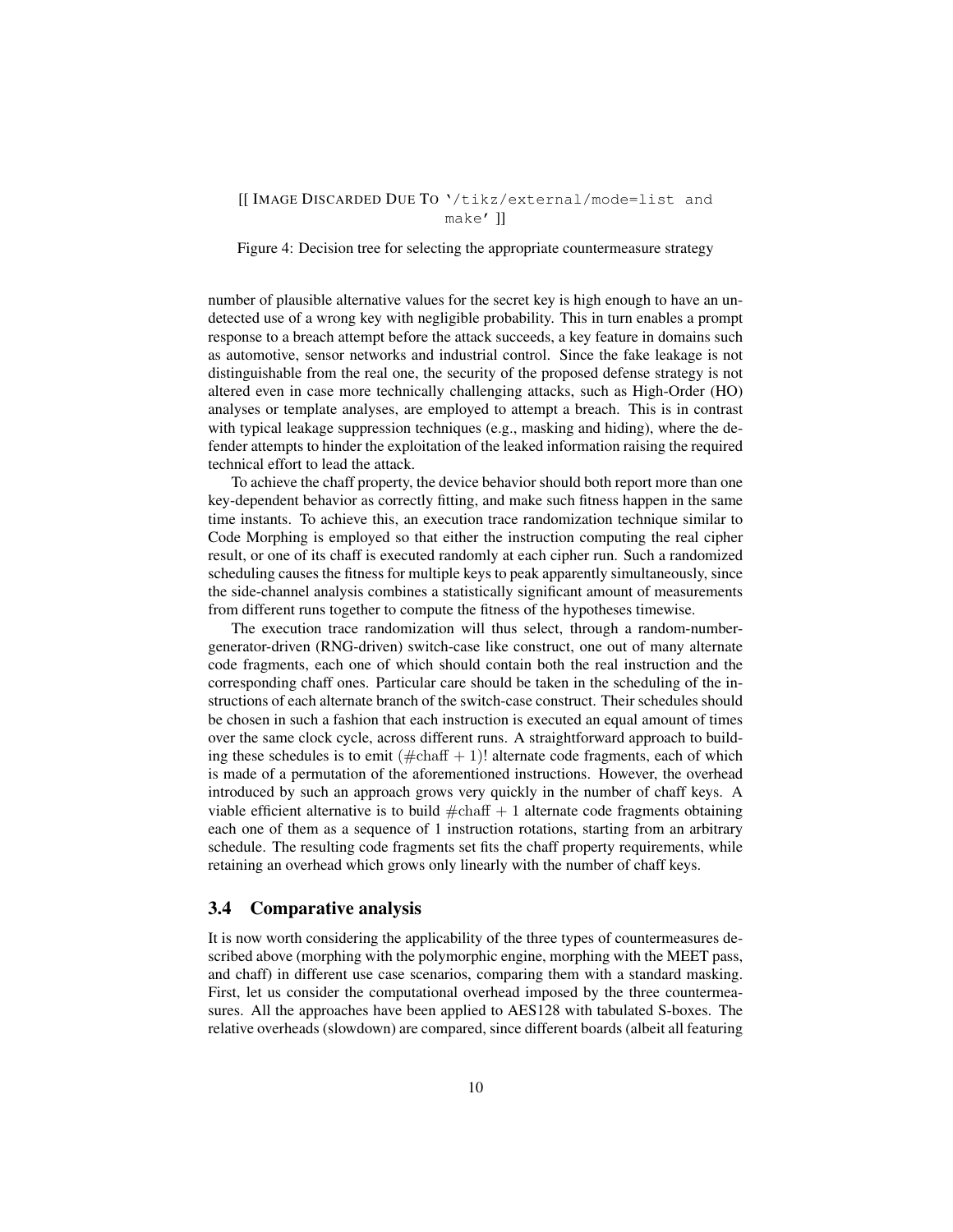[[ IMAGE DISCARDED DUE TO '/tikz/external/mode=list and make' ]]

Figure 4: Decision tree for selecting the appropriate countermeasure strategy

number of plausible alternative values for the secret key is high enough to have an undetected use of a wrong key with negligible probability. This in turn enables a prompt response to a breach attempt before the attack succeeds, a key feature in domains such as automotive, sensor networks and industrial control. Since the fake leakage is not distinguishable from the real one, the security of the proposed defense strategy is not altered even in case more technically challenging attacks, such as High-Order (HO) analyses or template analyses, are employed to attempt a breach. This is in contrast with typical leakage suppression techniques (e.g., masking and hiding), where the defender attempts to hinder the exploitation of the leaked information raising the required technical effort to lead the attack.

To achieve the chaff property, the device behavior should both report more than one key-dependent behavior as correctly fitting, and make such fitness happen in the same time instants. To achieve this, an execution trace randomization technique similar to Code Morphing is employed so that either the instruction computing the real cipher result, or one of its chaff is executed randomly at each cipher run. Such a randomized scheduling causes the fitness for multiple keys to peak apparently simultaneously, since the side-channel analysis combines a statistically significant amount of measurements from different runs together to compute the fitness of the hypotheses timewise.

The execution trace randomization will thus select, through a random-number-generator-driven (RNG-driven) switch-case like construct, one out of many alternate code fragments, each one of which should contain both the real instruction and the corresponding chaff ones. Particular care should be taken in the scheduling of the instructions of each alternate branch of the switch-case construct. Their schedules should be chosen in such a fashion that each instruction is executed an equal amount of times over the same clock cycle, across different runs. A straightforward approach to building these schedules is to emit $(\#\text{chaff} + 1)!$ alternate code fragments, each of which is made of a permutation of the aforementioned instructions. However, the overhead introduced by such an approach grows very quickly in the number of chaff keys. A viable efficient alternative is to build $\#\text{chaff} + 1$ alternate code fragments obtaining each one of them as a sequence of 1 instruction rotations, starting from an arbitrary schedule. The resulting code fragments set fits the chaff property requirements, while retaining an overhead which grows only linearly with the number of chaff keys.

### 3.4 Comparative analysis

It is now worth considering the applicability of the three types of countermeasures described above (morphing with the polymorphic engine, morphing with the MEET pass, and chaff) in different use case scenarios, comparing them with a standard masking. First, let us consider the computational overhead imposed by the three countermeasures. All the approaches have been applied to AES128 with tabulated S-boxes. The relative overheads (slowdown) are compared, since different boards (albeit all featuring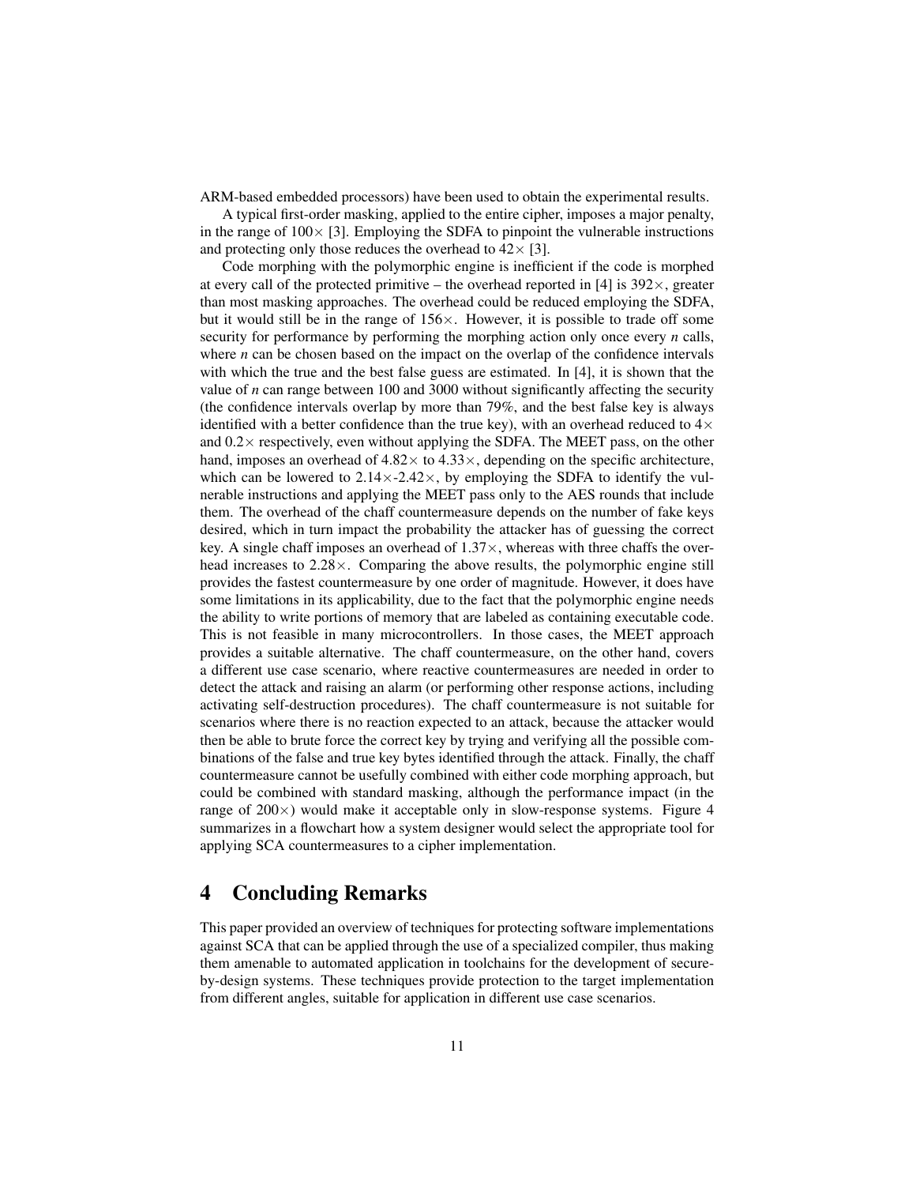ARM-based embedded processors) have been used to obtain the experimental results.

A typical first-order masking, applied to the entire cipher, imposes a major penalty, in the range of $100\times$ [3]. Employing the SDFA to pinpoint the vulnerable instructions and protecting only those reduces the overhead to $42\times$ [3].

Code morphing with the polymorphic engine is inefficient if the code is morphed at every call of the protected primitive – the overhead reported in [4] is $392\times$, greater than most masking approaches. The overhead could be reduced employing the SDFA, but it would still be in the range of $156\times$. However, it is possible to trade off some security for performance by performing the morphing action only once every $n$ calls, where $n$ can be chosen based on the impact on the overlap of the confidence intervals with which the true and the best false guess are estimated. In [4], it is shown that the value of $n$ can range between 100 and 3000 without significantly affecting the security (the confidence intervals overlap by more than 79%, and the best false key is always identified with a better confidence than the true key), with an overhead reduced to $4\times$ and $0.2\times$ respectively, even without applying the SDFA. The MEET pass, on the other hand, imposes an overhead of $4.82\times$ to $4.33\times$, depending on the specific architecture, which can be lowered to $2.14\times$-$2.42\times$, by employing the SDFA to identify the vulnerable instructions and applying the MEET pass only to the AES rounds that include them. The overhead of the chaff countermeasure depends on the number of fake keys desired, which in turn impact the probability the attacker has of guessing the correct key. A single chaff imposes an overhead of $1.37\times$, whereas with three chaffs the overhead increases to $2.28\times$. Comparing the above results, the polymorphic engine still provides the fastest countermeasure by one order of magnitude. However, it does have some limitations in its applicability, due to the fact that the polymorphic engine needs the ability to write portions of memory that are labeled as containing executable code. This is not feasible in many microcontrollers. In those cases, the MEET approach provides a suitable alternative. The chaff countermeasure, on the other hand, covers a different use case scenario, where reactive countermeasures are needed in order to detect the attack and raising an alarm (or performing other response actions, including activating self-destruction procedures). The chaff countermeasure is not suitable for scenarios where there is no reaction expected to an attack, because the attacker would then be able to brute force the correct key by trying and verifying all the possible combinations of the false and true key bytes identified through the attack. Finally, the chaff countermeasure cannot be usefully combined with either code morphing approach, but could be combined with standard masking, although the performance impact (in the range of $200\times$) would make it acceptable only in slow-response systems. Figure 4 summarizes in a flowchart how a system designer would select the appropriate tool for applying SCA countermeasures to a cipher implementation.

# 4 Concluding Remarks

This paper provided an overview of techniques for protecting software implementations against SCA that can be applied through the use of a specialized compiler, thus making them amenable to automated application in toolchains for the development of secure-by-design systems. These techniques provide protection to the target implementation from different angles, suitable for application in different use case scenarios.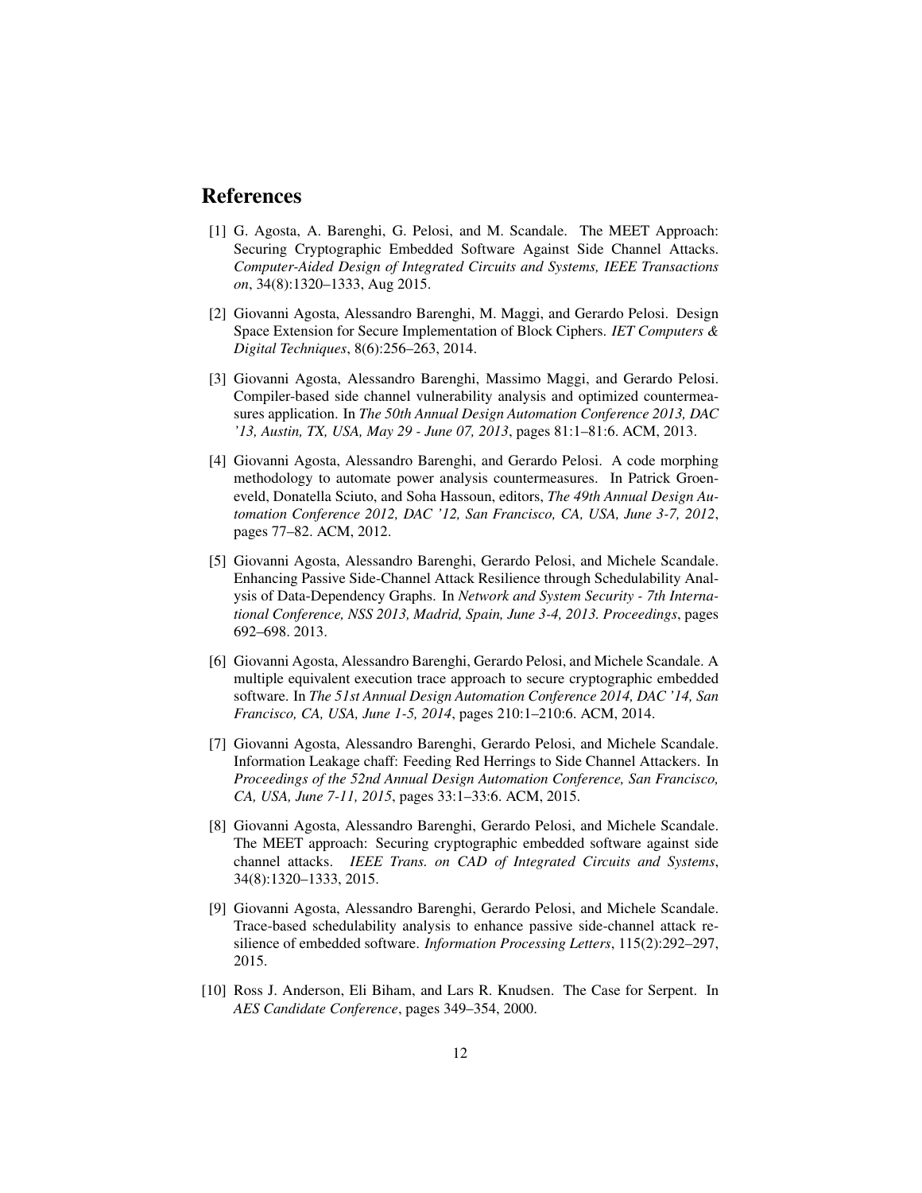## References

[1] G. Agosta, A. Barenghi, G. Pelosi, and M. Scandale. The MEET Approach: Securing Cryptographic Embedded Software Against Side Channel Attacks. *Computer-Aided Design of Integrated Circuits and Systems, IEEE Transactions on*, 34(8):1320–1333, Aug 2015.

[2] Giovanni Agosta, Alessandro Barenghi, M. Maggi, and Gerardo Pelosi. Design Space Extension for Secure Implementation of Block Ciphers. *IET Computers & Digital Techniques*, 8(6):256–263, 2014.

[3] Giovanni Agosta, Alessandro Barenghi, Massimo Maggi, and Gerardo Pelosi. Compiler-based side channel vulnerability analysis and optimized countermeasures application. In *The 50th Annual Design Automation Conference 2013, DAC '13, Austin, TX, USA, May 29 - June 07, 2013*, pages 81:1–81:6. ACM, 2013.

[4] Giovanni Agosta, Alessandro Barenghi, and Gerardo Pelosi. A code morphing methodology to automate power analysis countermeasures. In Patrick Groeneveld, Donatella Sciuto, and Soha Hassoun, editors, *The 49th Annual Design Automation Conference 2012, DAC '12, San Francisco, CA, USA, June 3-7, 2012*, pages 77–82. ACM, 2012.

[5] Giovanni Agosta, Alessandro Barenghi, Gerardo Pelosi, and Michele Scandale. Enhancing Passive Side-Channel Attack Resilience through Schedulability Analysis of Data-Dependency Graphs. In *Network and System Security - 7th International Conference, NSS 2013, Madrid, Spain, June 3-4, 2013. Proceedings*, pages 692–698. 2013.

[6] Giovanni Agosta, Alessandro Barenghi, Gerardo Pelosi, and Michele Scandale. A multiple equivalent execution trace approach to secure cryptographic embedded software. In *The 51st Annual Design Automation Conference 2014, DAC '14, San Francisco, CA, USA, June 1-5, 2014*, pages 210:1–210:6. ACM, 2014.

[7] Giovanni Agosta, Alessandro Barenghi, Gerardo Pelosi, and Michele Scandale. Information Leakage chaff: Feeding Red Herrings to Side Channel Attackers. In *Proceedings of the 52nd Annual Design Automation Conference, San Francisco, CA, USA, June 7-11, 2015*, pages 33:1–33:6. ACM, 2015.

[8] Giovanni Agosta, Alessandro Barenghi, Gerardo Pelosi, and Michele Scandale. The MEET approach: Securing cryptographic embedded software against side channel attacks. *IEEE Trans. on CAD of Integrated Circuits and Systems*, 34(8):1320–1333, 2015.

[9] Giovanni Agosta, Alessandro Barenghi, Gerardo Pelosi, and Michele Scandale. Trace-based schedulability analysis to enhance passive side-channel attack resilience of embedded software. *Information Processing Letters*, 115(2):292–297, 2015.

[10] Ross J. Anderson, Eli Biham, and Lars R. Knudsen. The Case for Serpent. In *AES Candidate Conference*, pages 349–354, 2000.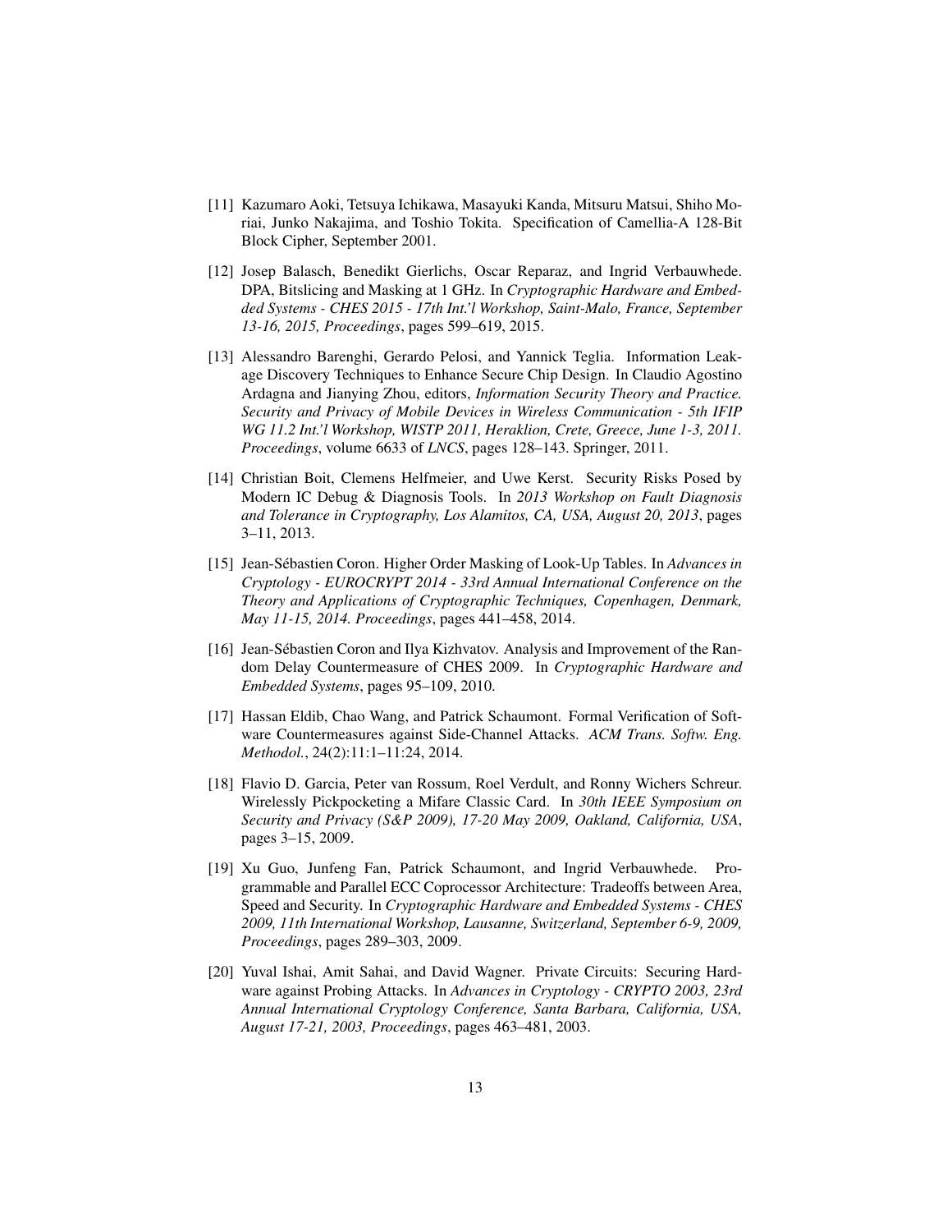[11] Kazumaro Aoki, Tetsuya Ichikawa, Masayuki Kanda, Mitsuru Matsui, Shiho Moriai, Junko Nakajima, and Toshio Tokita. Specification of Camellia-A 128-Bit Block Cipher, September 2001.

[12] Josep Balasch, Benedikt Gierlichs, Oscar Reparaz, and Ingrid Verbauwhede. DPA, Bitslicing and Masking at 1 GHz. In *Cryptographic Hardware and Embedded Systems - CHES 2015 - 17th Int.'l Workshop, Saint-Malo, France, September 13-16, 2015, Proceedings*, pages 599–619, 2015.

[13] Alessandro Barenghi, Gerardo Pelosi, and Yannick Teglia. Information Leakage Discovery Techniques to Enhance Secure Chip Design. In Claudio Agostino Ardagna and Jianying Zhou, editors, *Information Security Theory and Practice. Security and Privacy of Mobile Devices in Wireless Communication - 5th IFIP WG 11.2 Int.'l Workshop, WISTP 2011, Heraklion, Crete, Greece, June 1-3, 2011. Proceedings*, volume 6633 of *LNCS*, pages 128–143. Springer, 2011.

[14] Christian Boit, Clemens Helfmeier, and Uwe Kerst. Security Risks Posed by Modern IC Debug & Diagnosis Tools. In *2013 Workshop on Fault Diagnosis and Tolerance in Cryptography, Los Alamitos, CA, USA, August 20, 2013*, pages 3–11, 2013.

[15] Jean-Sébastien Coron. Higher Order Masking of Look-Up Tables. In *Advances in Cryptology - EUROCRYPT 2014 - 33rd Annual International Conference on the Theory and Applications of Cryptographic Techniques, Copenhagen, Denmark, May 11-15, 2014. Proceedings*, pages 441–458, 2014.

[16] Jean-Sébastien Coron and Ilya Kizhvatov. Analysis and Improvement of the Random Delay Countermeasure of CHES 2009. In *Cryptographic Hardware and Embedded Systems*, pages 95–109, 2010.

[17] Hassan Eldib, Chao Wang, and Patrick Schaumont. Formal Verification of Software Countermeasures against Side-Channel Attacks. *ACM Trans. Softw. Eng. Methodol.*, 24(2):11:1–11:24, 2014.

[18] Flavio D. Garcia, Peter van Rossum, Roel Verdult, and Ronny Wichers Schreur. Wirelessly Pickpocketing a Mifare Classic Card. In *30th IEEE Symposium on Security and Privacy (S&P 2009), 17-20 May 2009, Oakland, California, USA*, pages 3–15, 2009.

[19] Xu Guo, Junfeng Fan, Patrick Schaumont, and Ingrid Verbauwhede. Programmable and Parallel ECC Coprocessor Architecture: Tradeoffs between Area, Speed and Security. In *Cryptographic Hardware and Embedded Systems - CHES 2009, 11th International Workshop, Lausanne, Switzerland, September 6-9, 2009, Proceedings*, pages 289–303, 2009.

[20] Yuval Ishai, Amit Sahai, and David Wagner. Private Circuits: Securing Hardware against Probing Attacks. In *Advances in Cryptology - CRYPTO 2003, 23rd Annual International Cryptology Conference, Santa Barbara, California, USA, August 17-21, 2003, Proceedings*, pages 463–481, 2003.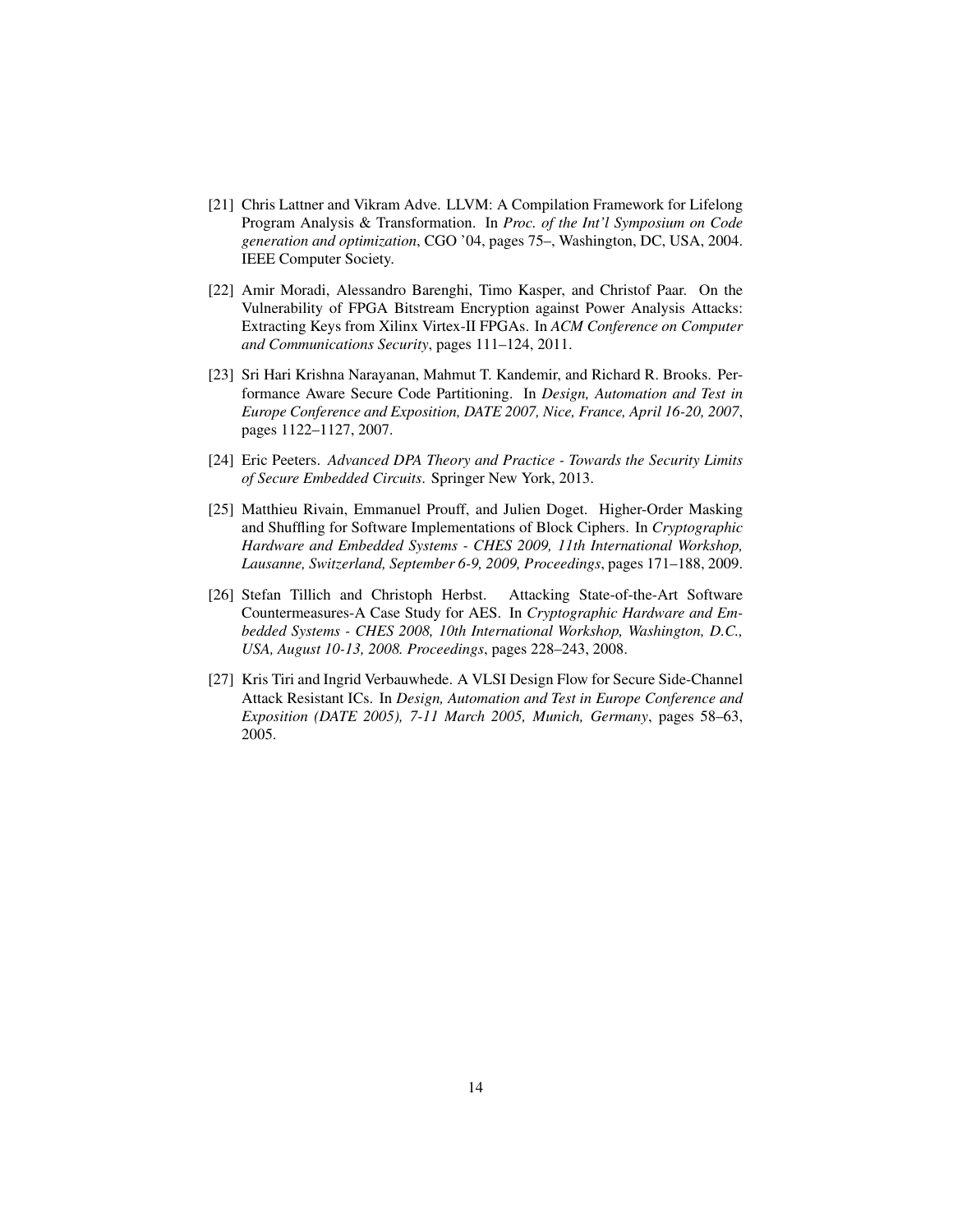[21] Chris Lattner and Vikram Adve. LLVM: A Compilation Framework for Lifelong Program Analysis & Transformation. In *Proc. of the Int'l Symposium on Code generation and optimization*, CGO '04, pages 75–, Washington, DC, USA, 2004. IEEE Computer Society.

[22] Amir Moradi, Alessandro Barenghi, Timo Kasper, and Christof Paar. On the Vulnerability of FPGA Bitstream Encryption against Power Analysis Attacks: Extracting Keys from Xilinx Virtex-II FPGAs. In *ACM Conference on Computer and Communications Security*, pages 111–124, 2011.

[23] Sri Hari Krishna Narayanan, Mahmut T. Kandemir, and Richard R. Brooks. Performance Aware Secure Code Partitioning. In *Design, Automation and Test in Europe Conference and Exposition, DATE 2007, Nice, France, April 16-20, 2007*, pages 1122–1127, 2007.

[24] Eric Peeters. *Advanced DPA Theory and Practice - Towards the Security Limits of Secure Embedded Circuits*. Springer New York, 2013.

[25] Matthieu Rivain, Emmanuel Prouff, and Julien Doget. Higher-Order Masking and Shuffling for Software Implementations of Block Ciphers. In *Cryptographic Hardware and Embedded Systems - CHES 2009, 11th International Workshop, Lausanne, Switzerland, September 6-9, 2009, Proceedings*, pages 171–188, 2009.

[26] Stefan Tillich and Christoph Herbst. Attacking State-of-the-Art Software Countermeasures-A Case Study for AES. In *Cryptographic Hardware and Embedded Systems - CHES 2008, 10th International Workshop, Washington, D.C., USA, August 10-13, 2008. Proceedings*, pages 228–243, 2008.

[27] Kris Tiri and Ingrid Verbauwhede. A VLSI Design Flow for Secure Side-Channel Attack Resistant ICs. In *Design, Automation and Test in Europe Conference and Exposition (DATE 2005), 7-11 March 2005, Munich, Germany*, pages 58–63, 2005.